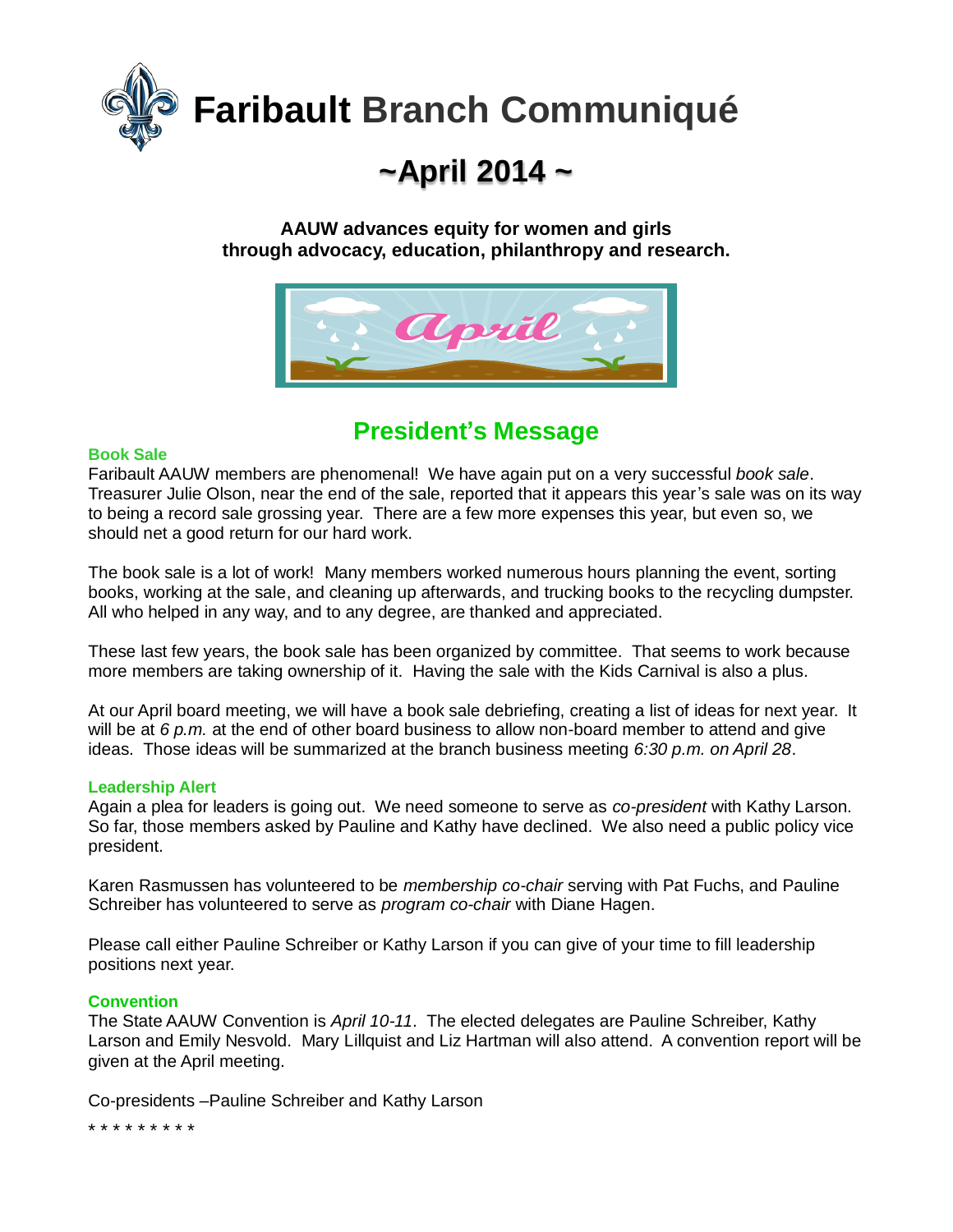# Faribault Branch Communiqué

## ~April 2014 ~

**AAUW advances equity for women and girls through advocacy, education, philanthropy and research.**

## President's Message

### Book Sale

Faribault AAUW members are phenomenal! We have again put on a very successful *book sale*. Treasurer Julie Olson, near the end of the sale, reported that it appears this year's sale was on its way to being a record sale grossing year. There are a few more expenses this year, but even so, we should net a good return for our hard work.

The book sale is a lot of work! Many members worked numerous hours planning the event, sorting books, working at the sale, and cleaning up afterwards, and trucking books to the recycling dumpster. All who helped in any way, and to any degree, are thanked and appreciated.

These last few years, the book sale has been organized by committee. That seems to work because more members are taking ownership of it. Having the sale with the Kids Carnival is also a plus.

At our April board meeting, we will have a book sale debriefing, creating a list of ideas for next year. It will be at *6 p.m.* at the end of other board business to allow non-board member to attend and give ideas. Those ideas will be summarized at the branch business meeting *6:30 p.m. on April 28*.

### Leadership Alert

Again a plea for leaders is going out. We need someone to serve as *co-president* with Kathy Larson. So far, those members asked by Pauline and Kathy have declined. We also need a public policy vice president.

Karen Rasmussen has volunteered to be *membership co-chair* serving with Pat Fuchs, and Pauline Schreiber has volunteered to serve as *program co-chair* with Diane Hagen.

Please call either Pauline Schreiber or Kathy Larson if you can give of your time to fill leadership positions next year.

### Convention

The State AAUW Convention is *April 10-11*. The elected delegates are Pauline Schreiber, Kathy Larson and Emily Nesvold. Mary Lillquist and Liz Hartman will also attend. A convention report will be given at the April meeting.

Co-presidents –Pauline Schreiber and Kathy Larson

* * * * * * * * *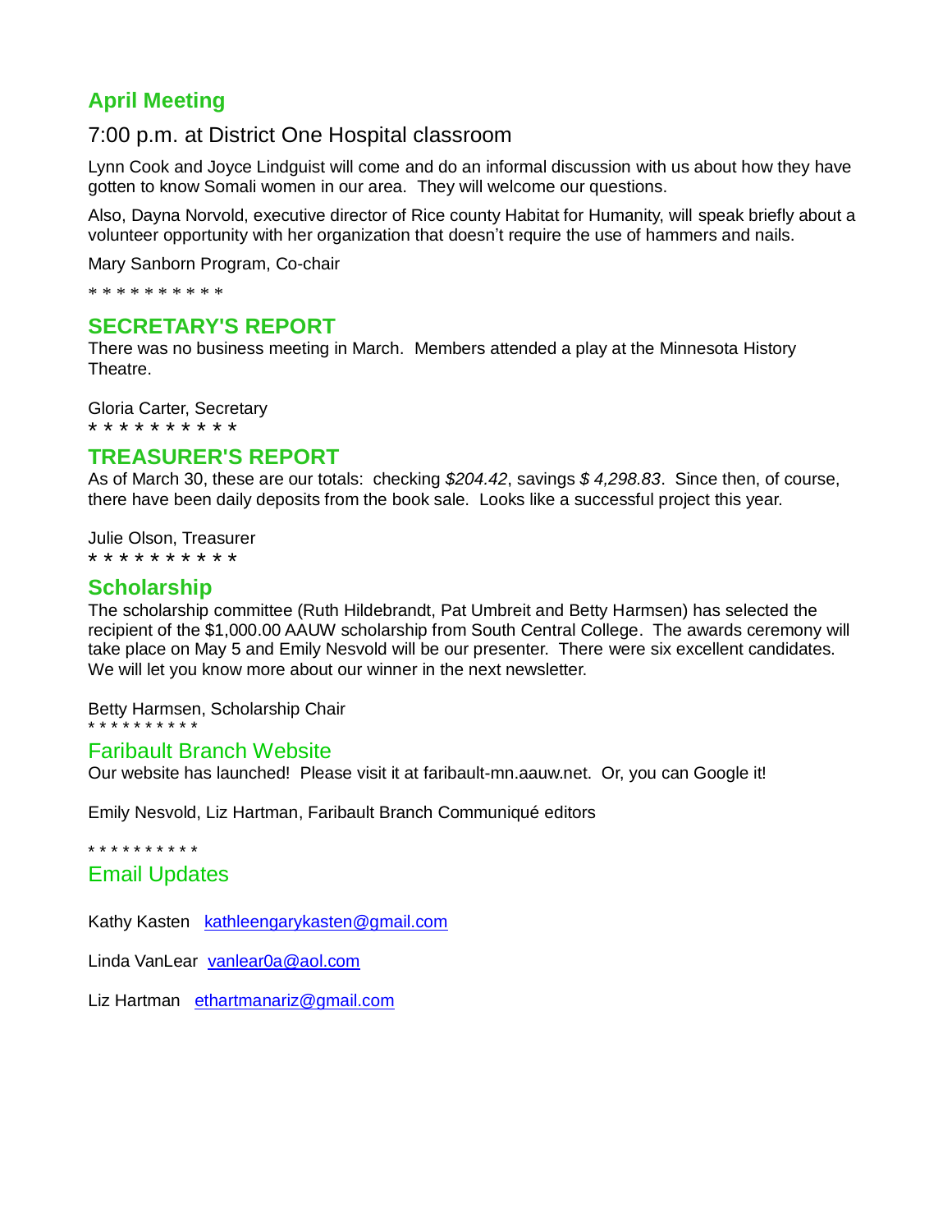## April Meeting

### 7:00 p.m. at District One Hospital classroom

Lynn Cook and Joyce Lindguist will come and do an informal discussion with us about how they have gotten to know Somali women in our area. They will welcome our questions.

Also, Dayna Norvold, executive director of Rice county Habitat for Humanity, will speak briefly about a volunteer opportunity with her organization that doesn't require the use of hammers and nails.

Mary Sanborn Program, Co-chair

* * * * * * * * * *

## SECRETARY'S REPORT

There was no business meeting in March. Members attended a play at the Minnesota History Theatre.

Gloria Carter, Secretary

* * * * * * * * * *

## TREASURER'S REPORT

As of March 30, these are our totals: checking *$204.42*, savings *$ 4,298.83*. Since then, of course, there have been daily deposits from the book sale. Looks like a successful project this year.

Julie Olson, Treasurer

* * * * * * * * * *

## Scholarship

The scholarship committee (Ruth Hildebrandt, Pat Umbreit and Betty Harmsen) has selected the recipient of the $1,000.00 AAUW scholarship from South Central College. The awards ceremony will take place on May 5 and Emily Nesvold will be our presenter. There were six excellent candidates. We will let you know more about our winner in the next newsletter.

Betty Harmsen, Scholarship Chair

* * * * * * * * * *

## Faribault Branch Website

Our website has launched! Please visit it at faribault-mn.aauw.net. Or, you can Google it!

Emily Nesvold, Liz Hartman, Faribault Branch Communiqué editors

* * * * * * * * * *

## Email Updates

Kathy Kasten [kathleengarykasten@gmail.com](mailto:kathleengarykasten@gmail.com)

Linda VanLear [vanlear0a@aol.com](mailto:vanlear0a@aol.com)

Liz Hartman [ethartmanariz@gmail.com](mailto:ethartmanariz@gmail.com)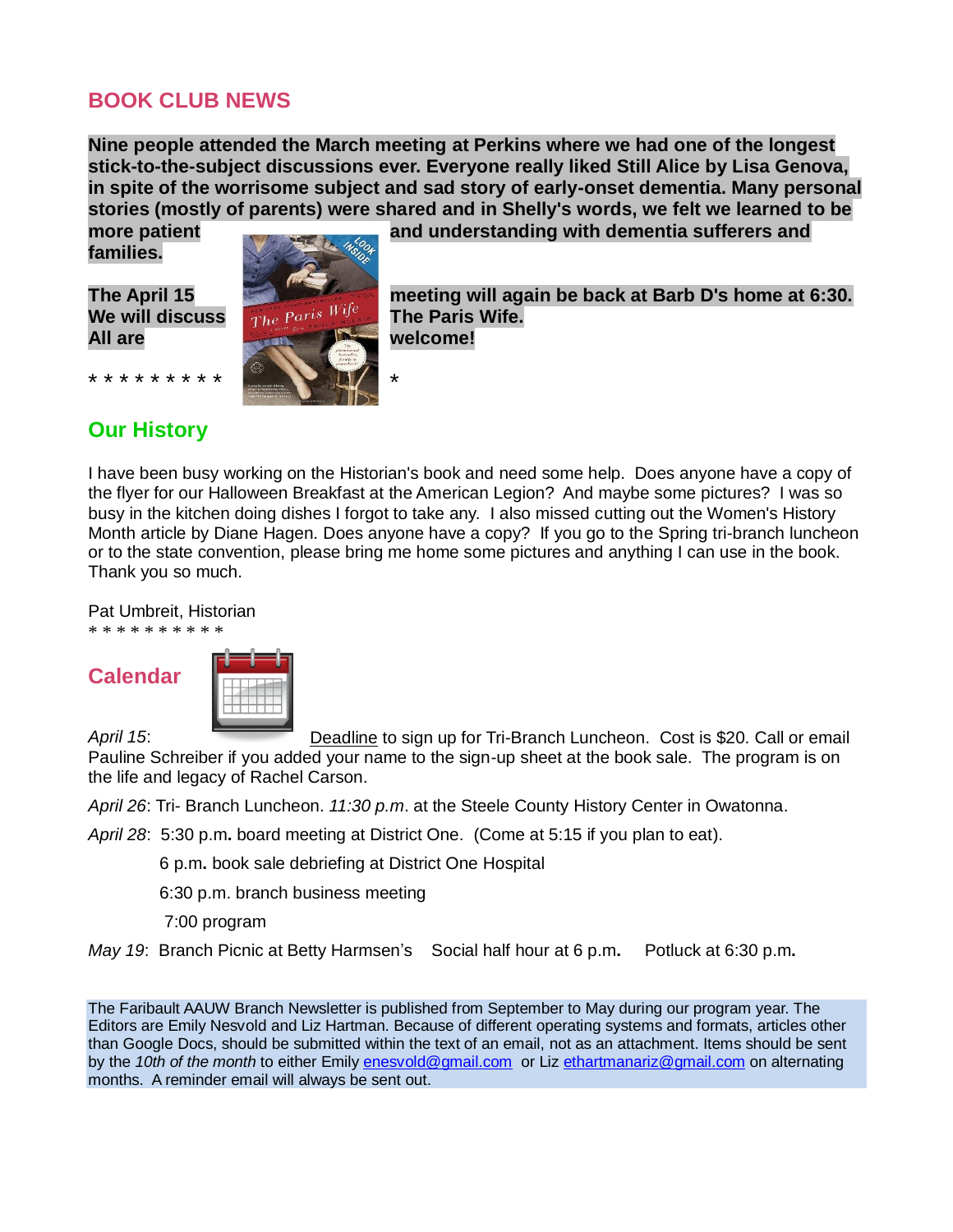## BOOK CLUB NEWS

**Nine people attended the March meeting at Perkins where we had one of the longest stick-to-the-subject discussions ever. Everyone really liked Still Alice by Lisa Genova, in spite of the worrisome subject and sad story of early-onset dementia. Many personal stories (mostly of parents) were shared and in Shelly's words, we felt we learned to be more patient and understanding with dementia sufferers and families.**

**The April 15 meeting will again be back at Barb D's home at 6:30. We will discuss The Paris Wife. All are welcome!**

* * * * * * * * * *

## Our History

I have been busy working on the Historian's book and need some help. Does anyone have a copy of the flyer for our Halloween Breakfast at the American Legion? And maybe some pictures? I was so busy in the kitchen doing dishes I forgot to take any. I also missed cutting out the Women's History Month article by Diane Hagen. Does anyone have a copy? If you go to the Spring tri-branch luncheon or to the state convention, please bring me home some pictures and anything I can use in the book. Thank you so much.

Pat Umbreit, Historian

* * * * * * * * * *

## Calendar

*April 15*: Deadline to sign up for Tri-Branch Luncheon. Cost is $20. Call or email Pauline Schreiber if you added your name to the sign-up sheet at the book sale. The program is on the life and legacy of Rachel Carson.

*April 26*: Tri- Branch Luncheon. *11:30 p.m*. at the Steele County History Center in Owatonna.

*April 28*: 5:30 p.m. board meeting at District One. (Come at 5:15 if you plan to eat).

6 p.m. book sale debriefing at District One Hospital

6:30 p.m. branch business meeting

7:00 program

*May 19*: Branch Picnic at Betty Harmsen's Social half hour at 6 p.m. Potluck at 6:30 p.m.

The Faribault AAUW Branch Newsletter is published from September to May during our program year. The Editors are Emily Nesvold and Liz Hartman. Because of different operating systems and formats, articles other than Google Docs, should be submitted within the text of an email, not as an attachment. Items should be sent by the *10th of the month* to either Emily enesvold@gmail.com or Liz ethartmanariz@gmail.com on alternating months. A reminder email will always be sent out.